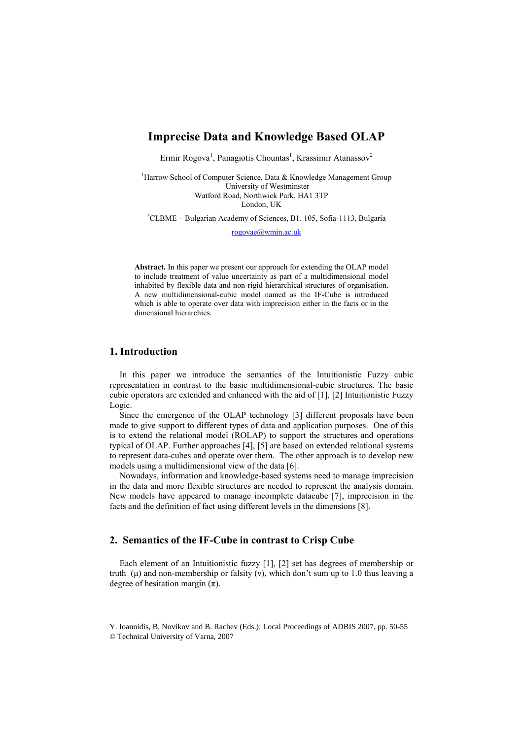# Imprecise Data and Knowledge Based OLAP

Ermir Rogova[1], Panagiotis Chountas[1], Krassimir Atanassov[2]

[1]Harrow School of Computer Science, Data & Knowledge Management Group
University of Westminster
Watford Road, Northwick Park, HA1 3TP
London, UK

[2]CLBME – Bulgarian Academy of Sciences, B1. 105, Sofia-1113, Bulgaria

rogovae@wmin.ac.uk

**Abstract.** In this paper we present our approach for extending the OLAP model to include treatment of value uncertainty as part of a multidimensional model inhabited by flexible data and non-rigid hierarchical structures of organisation. A new multidimensional-cubic model named as the IF-Cube is introduced which is able to operate over data with imprecision either in the facts or in the dimensional hierarchies.

## 1. Introduction

In this paper we introduce the semantics of the Intuitionistic Fuzzy cubic representation in contrast to the basic multidimensional-cubic structures. The basic cubic operators are extended and enhanced with the aid of [1], [2] Intuitionistic Fuzzy Logic.

Since the emergence of the OLAP technology [3] different proposals have been made to give support to different types of data and application purposes. One of this is to extend the relational model (ROLAP) to support the structures and operations typical of OLAP. Further approaches [4], [5] are based on extended relational systems to represent data-cubes and operate over them. The other approach is to develop new models using a multidimensional view of the data [6].

Nowadays, information and knowledge-based systems need to manage imprecision in the data and more flexible structures are needed to represent the analysis domain. New models have appeared to manage incomplete datacube [7], imprecision in the facts and the definition of fact using different levels in the dimensions [8].

## 2. Semantics of the IF-Cube in contrast to Crisp Cube

Each element of an Intuitionistic fuzzy [1], [2] set has degrees of membership or truth ($\mu$) and non-membership or falsity ($\nu$), which don't sum up to 1.0 thus leaving a degree of hesitation margin ($\pi$).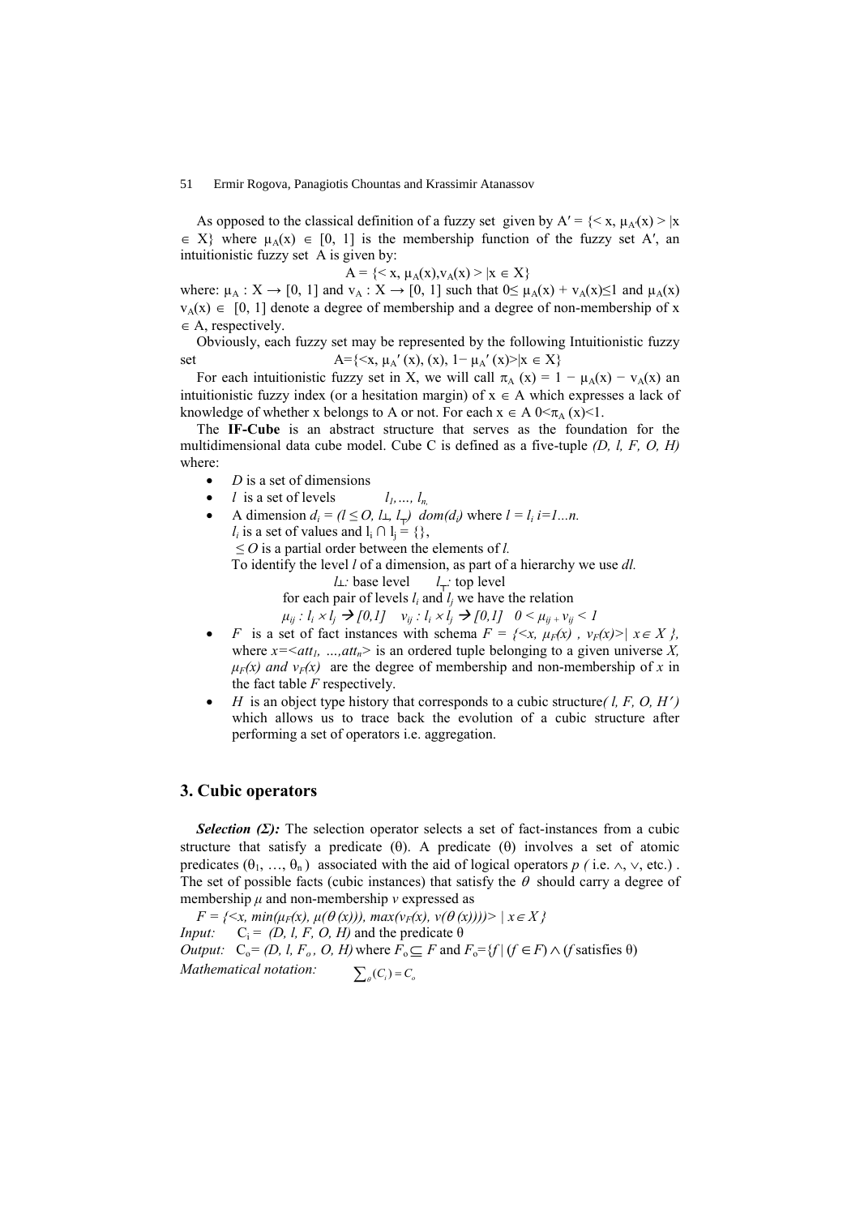As opposed to the classical definition of a fuzzy set given by $A' = \{< x, \mu_{A'}(x) > | x \in X\}$ where $\mu_A(x) \in [0, 1]$ is the membership function of the fuzzy set A′, an intuitionistic fuzzy set A is given by:

$$A = \{< x, \mu_A(x), v_A(x) > | x \in X\}$$

where: $\mu_A : X \rightarrow [0, 1]$ and $v_A : X \rightarrow [0, 1]$ such that $0 \leq \mu_A(x) + v_A(x) \leq 1$ and $\mu_A(x)$ $v_A(x) \in [0, 1]$ denote a degree of membership and a degree of non-membership of x $\in$ A, respectively.

Obviously, each fuzzy set may be represented by the following Intuitionistic fuzzy set $A=\{<x, \mu_{A'}(x), (x), 1- \mu_{A'}(x)>|x \in X\}$

For each intuitionistic fuzzy set in X, we will call $\pi_A(x) = 1 - \mu_A(x) - v_A(x)$ an intuitionistic fuzzy index (or a hesitation margin) of $x \in A$ which expresses a lack of knowledge of whether x belongs to A or not. For each $x \in A$ $0<\pi_A(x)<1$.

The **IF-Cube** is an abstract structure that serves as the foundation for the multidimensional data cube model. Cube C is defined as a five-tuple *(D, l, F, O, H)* where:

- *D* is a set of dimensions
- *l* is a set of levels $l_1, \ldots, l_n$,
- A dimension $d_i = (l \leq O, l_\perp, l_\top)$ $dom(d_i)$ where $l = l_i$ $i=1...n$.
  $l_i$ is a set of values and $l_i \cap l_j = \{\}$,
  $\leq O$ is a partial order between the elements of *l*.
  To identify the level *l* of a dimension, as part of a hierarchy we use *dl.*
  $l_\perp$: base level $l_\top$: top level
  for each pair of levels $l_i$ and $l_j$ we have the relation
  $\mu_{ij} : l_i \times l_j \rightarrow [0,1]$ $v_{ij} : l_i \times l_j \rightarrow [0,1]$ $0 < \mu_{ij} + v_{ij} < 1$
- *F* is a set of fact instances with schema $F = \{<x, \mu_F(x), v_F(x)>| x\in X \}$, where $x=<att_1, \ldots, att_n>$ is an ordered tuple belonging to a given universe *X*, $\mu_F(x)$ and $v_F(x)$ are the degree of membership and non-membership of *x* in the fact table *F* respectively.
- *H* is an object type history that corresponds to a cubic structure*( l, F, O, H′)* which allows us to trace back the evolution of a cubic structure after performing a set of operators i.e. aggregation.

## 3. Cubic operators

***Selection (Σ):*** The selection operator selects a set of fact-instances from a cubic structure that satisfy a predicate (θ). A predicate (θ) involves a set of atomic predicates ($\theta_1, \ldots, \theta_n$) associated with the aid of logical operators *p (* i.e. $\wedge$, $\vee$, etc.) . The set of possible facts (cubic instances) that satisfy the $\theta$ should carry a degree of membership $\mu$ and non-membership $v$ expressed as

$F = \{<x, min(\mu_F(x), \mu(\theta(x))), max(v_F(x), v(\theta(x)))> | x\in X\}$

*Input:* $C_i =$ *(D, l, F, O, H)* and the predicate θ

*Output:* $C_o=$ *(D, l, $F_o$, O, H)* where $F_o \subseteq F$ and $F_o=\{f \mid (f \in F) \wedge (f \text{ satisfies } \theta)$

*Mathematical notation:* $\sum_\theta(C_i) = C_o$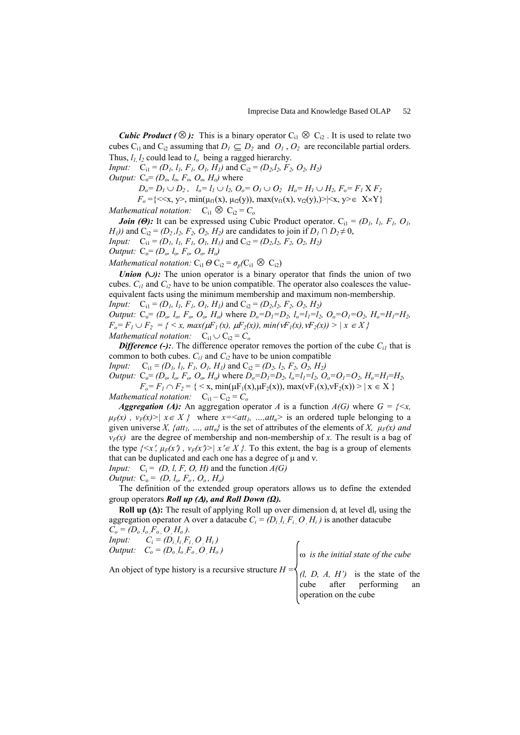***Cubic Product ($\otimes$):*** This is a binary operator $C_{i1} \otimes C_{i2}$. It is used to relate two cubes $C_{i1}$ and $C_{i2}$ assuming that $D_1 \subseteq D_2$ and $O_1$, $O_2$ are reconcilable partial orders. Thus, $l_1, l_2$ could lead to $l_o$ being a ragged hierarchy.

*Input:* $C_{i1} = (D_1, l_1, F_1, O_1, H_1)$ and $C_{i2} = (D_2, l_2, F_2, O_2, H_2)$

*Output:* $C_o = (D_o, l_o, F_o, O_o, H_o)$ where

$$D_o = D_1 \cup D_2, \quad l_o = l_1 \cup l_2, \; O_o = O_1 \cup O_2 \;\; H_o = H_1 \cup H_2, \; F_o = F_1 \text{ X } F_2$$

$$F_o = \{<<x, y>, \min(\mu_{f1}(x), \mu_{f2}(y)), \max(\nu_{f1}(x), \nu_{f2}(y),)> | <x, y> \in X \times Y\}$$

*Mathematical notation:* $C_{i1} \otimes C_{i2} = C_o$

***Join ($\Theta$):*** It can be expressed using Cubic Product operator. $C_{i1} = (D_1, l_1, F_1, O_1, H_1))$ and $C_{i2} = (D_2, l_2, F_2, O_2, H_2)$ are candidates to join if $D_1 \cap D_2 \neq 0$,

*Input:* $C_{i1} = (D_1, l_1, F_1, O_1, H_1)$ and $C_{i2} = (D_2, l_2, F_2, O_2, H_2)$

*Output:* $C_o = (D_o, l_o, F_o, O_o, H_o)$

*Mathematical notation:* $C_{i1} \,\Theta\, C_{i2} = \sigma_p(C_{i1} \otimes C_{i2})$

***Union ($\cup$):*** The union operator is a binary operator that finds the union of two cubes. $C_{i1}$ and $C_{i2}$ have to be union compatible. The operator also coalesces the value-equivalent facts using the minimum membership and maximum non-membership.

*Input:* $C_{i1} = (D_1, l_1, F_1, O_1, H_1)$ and $C_{i2} = (D_2, l_2, F_2, O_2, H_2)$

*Output:* $C_o = (D_o, l_o, F_o, O_o, H_o)$ where $D_o = D_1 = D_2$, $l_o = l_1 = l_2$, $O_o = O_1 = O_2$, $H_o = H_1 = H_2$, $F_o = F_1 \cup F_2 = \{ < x, \max(\mu F_1(x), \mu F_2(x)), \min(\nu F_1(x), \nu F_2(x)) > | \; x \in X \}$

*Mathematical notation:* $C_{i1} \cup C_{i2} = C_o$

***Difference (-):*** The difference operator removes the portion of the cube $C_{i1}$ that is common to both cubes. $C_{i1}$ and $C_{i2}$ have to be union compatible

*Input:* $C_{i1} = (D_1, l_1, F_1, O_1, H_1)$ and $C_{i2} = (D_2, l_2, F_2, O_2, H_2)$

*Output:* $C_o = (D_o, l_o, F_o, O_o, H_o)$ where $D_o = D_1 = D_2$, $l_o = l_1 = l_2$, $O_o = O_1 = O_2$, $H_o = H_1 = H_2$,

$$F_o = F_1 \cap F_2 = \{ < x, \min(\mu F_1(x), \mu F_2(x)), \max(\nu F_1(x), \nu F_2(x)) > | \; x \in X \}$$

*Mathematical notation:* $C_{i1} - C_{i2} = C_o$

***Aggregation (A):*** An aggregation operator $A$ is a function $A(G)$ where $G = \{<x, \mu_F(x), \nu_F(x)> | \; x \in X\}$ where $x = <att_1, \ldots, att_n>$ is an ordered tuple belonging to a given universe $X$, $\{att_1, \ldots, att_n\}$ is the set of attributes of the elements of $X$, $\mu_F(x)$ and $\nu_F(x)$ are the degree of membership and non-membership of $x$. The result is a bag of the type $\{<x', \mu_F(x'), \nu_F(x')> | \; x' \in X\}$. To this extent, the bag is a group of elements that can be duplicated and each one has a degree of $\mu$ and $\nu$.

*Input:* $C_i = (D, l, F, O, H)$ and the function $A(G)$

*Output:* $C_o = (D, l_o, F_o, O_o, H_o)$

The definition of the extended group operators allows us to define the extended group operators ***Roll up ($\Delta$), and Roll Down ($\Omega$).***

**Roll up ($\Delta$):** The result of applying Roll up over dimension $d_i$ at level $dl_r$ using the aggregation operator A over a datacube $C_i = (D_i, l_i, F_i, O, H_i)$ is another datacube $C_o = (D_o, l_o, F_o, O, H_o)$.

*Input:* $C_i = (D_i, l_i, F_i, O, H_i)$

*Output:* $C_o = (D_o, l_o, F_o, O, H_o)$

An object of type history is a recursive structure

$$H = \begin{cases} \omega & \text{is the initial state of the cube} \\ (l, D, A, H') & \text{is the state of the cube after performing an operation on the cube} \end{cases}$$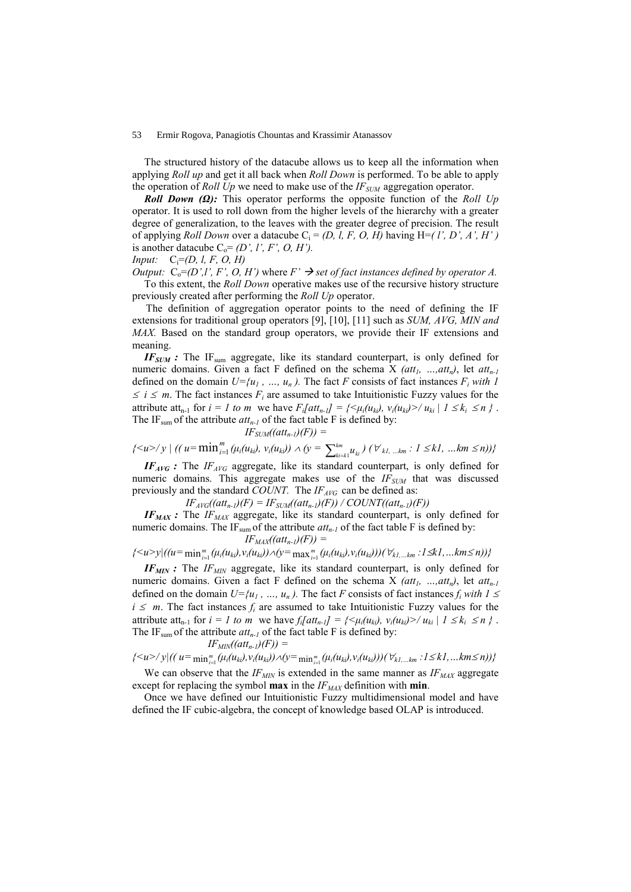The structured history of the datacube allows us to keep all the information when applying *Roll up* and get it all back when *Roll Down* is performed. To be able to apply the operation of *Roll Up* we need to make use of the $IF_{SUM}$ aggregation operator.

***Roll Down (Ω):*** This operator performs the opposite function of the *Roll Up* operator. It is used to roll down from the higher levels of the hierarchy with a greater degree of generalization, to the leaves with the greater degree of precision. The result of applying *Roll Down* over a datacube $C_i = (D, l, F, O, H)$ having $H=( l', D', A', H' )$ is another datacube $C_o= (D', l', F', O, H')$.

*Input:* $C_i=(D, l, F, O, H)$

*Output:* $C_o=(D',l', F', O, H')$ where $F' \rightarrow$ *set of fact instances defined by operator A.*

To this extent, the *Roll Down* operative makes use of the recursive history structure previously created after performing the *Roll Up* operator.

The definition of aggregation operator points to the need of defining the IF extensions for traditional group operators [9], [10], [11] such as *SUM, AVG, MIN and MAX.* Based on the standard group operators, we provide their IF extensions and meaning.

***$IF_{SUM}$*** **:** The $IF_{sum}$ aggregate, like its standard counterpart, is only defined for numeric domains. Given a fact F defined on the schema X $(att_1, \ldots, att_n)$, let $att_{n-1}$ defined on the domain $U=\{u_1, \ldots, u_n\}$. The fact $F$ consists of fact instances $F_i$ *with* $1 \leq i \leq m$. The fact instances $F_i$ are assumed to take Intuitionistic Fuzzy values for the attribute $att_{n-1}$ for $i = 1$ *to* $m$ we have $F_i[att_{n-1}] = \{<\mu_i(u_{ki}), \nu_i(u_{ki})>/ u_{ki} \mid 1 \leq k_i \leq n \}$. The $IF_{sum}$ of the attribute $att_{n-1}$ of the fact table F is defined by:

$$IF_{SUM}((att_{n-1})(F)) =$$

$$\{<u>/ y \mid (( u= \min_{i=1}^{m} (\mu_i(u_{ki}), \nu_i(u_{ki})) \wedge (y = \sum_{ki=k1}^{km} u_{ki} ) \ (\forall_{k1, \ldots km} : 1 \leq k1, \ldots km \leq n))\}$$

***$IF_{AVG}$*** **:** The $IF_{AVG}$ aggregate, like its standard counterpart, is only defined for numeric domains. This aggregate makes use of the $IF_{SUM}$ that was discussed previously and the standard *COUNT.* The $IF_{AVG}$ can be defined as:

$$IF_{AVG}((att_{n-1})(F) = IF_{SUM}((att_{n-1})(F)) \,/\, COUNT((att_{n-1})(F))$$

***$IF_{MAX}$*** **:** The $IF_{MAX}$ aggregate, like its standard counterpart, is only defined for numeric domains. The $IF_{sum}$ of the attribute $att_{n-1}$ of the fact table F is defined by:

$$IF_{MAX}((att_{n-1})(F)) =$$

$$\{<u>y \mid ((u= \min_{i=1}^{m} (\mu_i(u_{ki}), \nu_i(u_{ki}))) \wedge (y= \max_{i=1}^{m} (\mu_i(u_{ki}), \nu_i(u_{ki})))(\forall_{k1,\ldots km} : 1 \leq k1, \ldots km \leq n))\}$$

***$IF_{MIN}$*** **:** The $IF_{MIN}$ aggregate, like its standard counterpart, is only defined for numeric domains. Given a fact F defined on the schema X $(att_1, \ldots, att_n)$, let $att_{n-1}$ defined on the domain $U=\{u_1, \ldots, u_n\}$. The fact $F$ consists of fact instances $f_i$ *with* $1 \leq i \leq m$. The fact instances $f_i$ are assumed to take Intuitionistic Fuzzy values for the attribute $att_{n-1}$ for $i = 1$ *to* $m$ we have $f_i[att_{n-1}] = \{<\mu_i(u_{ki}), \nu_i(u_{ki})>/ u_{ki} \mid 1 \leq k_i \leq n \}$. The $IF_{sum}$ of the attribute $att_{n-1}$ of the fact table F is defined by:

$$IF_{MIN}((att_{n-1})(F)) =$$

$$\{<u>/ y \mid (( u= \min_{i=1}^{m} (\mu_i(u_{ki}), \nu_i(u_{ki}))) \wedge (y= \min_{i=1}^{m} (\mu_i(u_{ki}), \nu_i(u_{ki})))(\forall_{k1,\ldots km} : 1 \leq k1, \ldots km \leq n))\}$$

We can observe that the $IF_{MIN}$ is extended in the same manner as $IF_{MAX}$ aggregate except for replacing the symbol **max** in the $IF_{MAX}$ definition with **min**.

Once we have defined our Intuitionistic Fuzzy multidimensional model and have defined the IF cubic-algebra, the concept of knowledge based OLAP is introduced.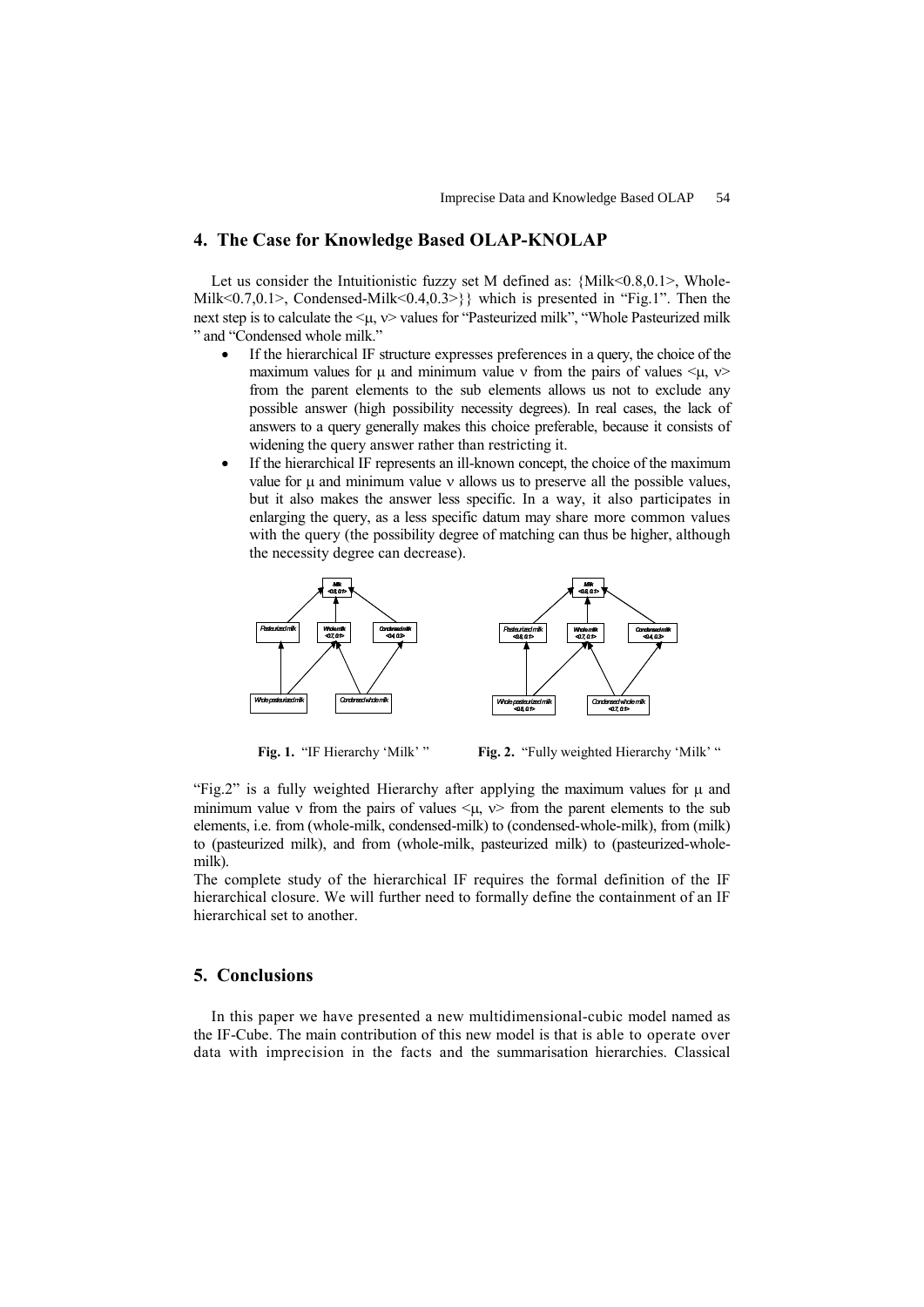## 4. The Case for Knowledge Based OLAP-KNOLAP

Let us consider the Intuitionistic fuzzy set M defined as: {Milk<0.8,0.1>, Whole-Milk<0.7,0.1>, Condensed-Milk<0.4,0.3>}} which is presented in "Fig.1". Then the next step is to calculate the <μ, ν> values for "Pasteurized milk", "Whole Pasteurized milk " and "Condensed whole milk."

- If the hierarchical IF structure expresses preferences in a query, the choice of the maximum values for μ and minimum value ν from the pairs of values <μ, ν> from the parent elements to the sub elements allows us not to exclude any possible answer (high possibility necessity degrees). In real cases, the lack of answers to a query generally makes this choice preferable, because it consists of widening the query answer rather than restricting it.
- If the hierarchical IF represents an ill-known concept, the choice of the maximum value for μ and minimum value ν allows us to preserve all the possible values, but it also makes the answer less specific. In a way, it also participates in enlarging the query, as a less specific datum may share more common values with the query (the possibility degree of matching can thus be higher, although the necessity degree can decrease).

**Fig. 1.** "IF Hierarchy 'Milk' "

**Fig. 2.** "Fully weighted Hierarchy 'Milk' "

"Fig.2" is a fully weighted Hierarchy after applying the maximum values for μ and minimum value ν from the pairs of values <μ, ν> from the parent elements to the sub elements, i.e. from (whole-milk, condensed-milk) to (condensed-whole-milk), from (milk) to (pasteurized milk), and from (whole-milk, pasteurized milk) to (pasteurized-whole-milk).

The complete study of the hierarchical IF requires the formal definition of the IF hierarchical closure. We will further need to formally define the containment of an IF hierarchical set to another.

## 5. Conclusions

In this paper we have presented a new multidimensional-cubic model named as the IF-Cube. The main contribution of this new model is that is able to operate over data with imprecision in the facts and the summarisation hierarchies. Classical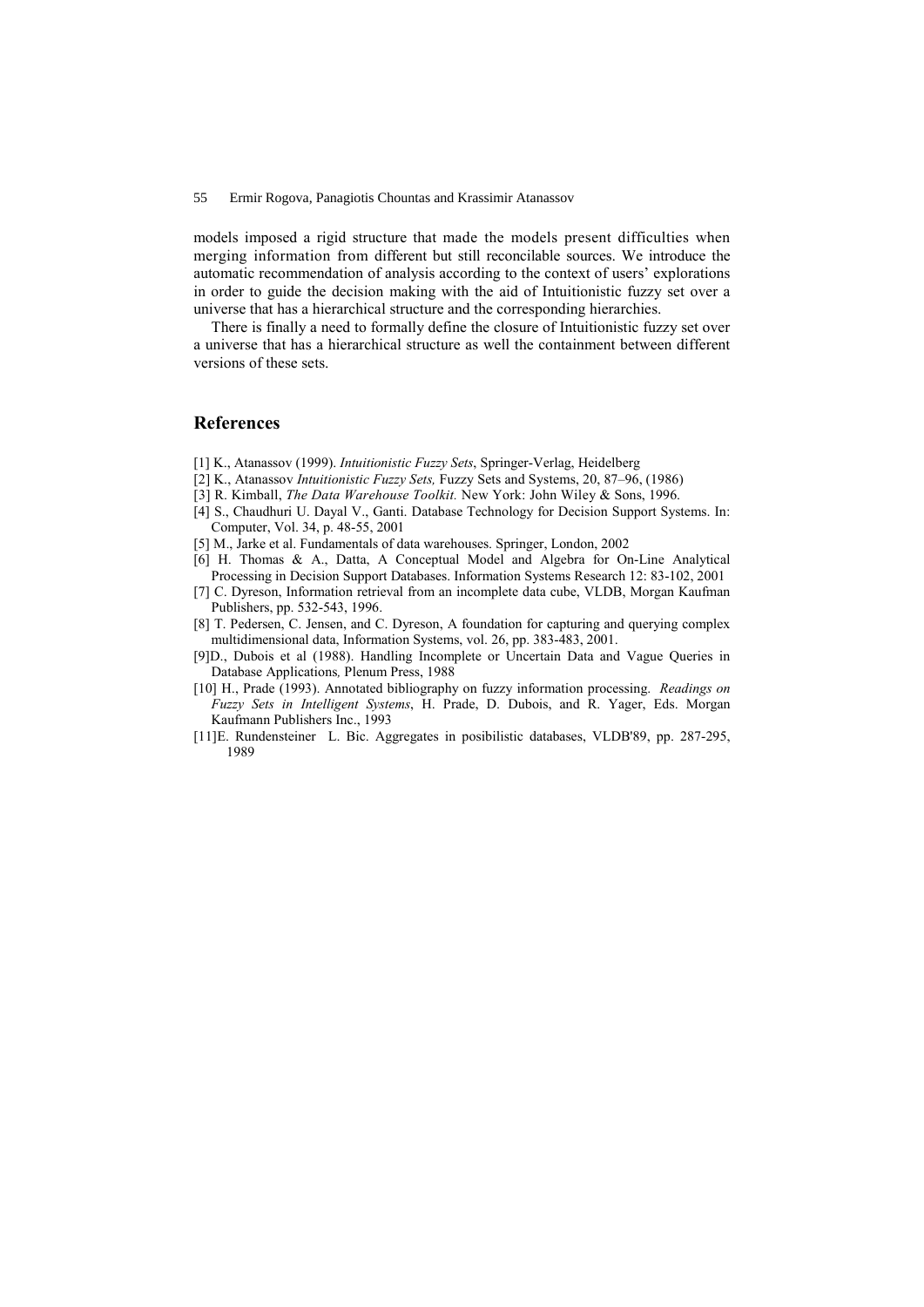models imposed a rigid structure that made the models present difficulties when merging information from different but still reconcilable sources. We introduce the automatic recommendation of analysis according to the context of users' explorations in order to guide the decision making with the aid of Intuitionistic fuzzy set over a universe that has a hierarchical structure and the corresponding hierarchies.

There is finally a need to formally define the closure of Intuitionistic fuzzy set over a universe that has a hierarchical structure as well the containment between different versions of these sets.

## References

[1] K., Atanassov (1999). *Intuitionistic Fuzzy Sets*, Springer-Verlag, Heidelberg

[2] K., Atanassov *Intuitionistic Fuzzy Sets,* Fuzzy Sets and Systems, 20, 87–96, (1986)

[3] R. Kimball, *The Data Warehouse Toolkit.* New York: John Wiley & Sons, 1996.

[4] S., Chaudhuri U. Dayal V., Ganti. Database Technology for Decision Support Systems. In: Computer, Vol. 34, p. 48-55, 2001

[5] M., Jarke et al. Fundamentals of data warehouses. Springer, London, 2002

[6] H. Thomas & A., Datta, A Conceptual Model and Algebra for On-Line Analytical Processing in Decision Support Databases. Information Systems Research 12: 83-102, 2001

[7] C. Dyreson, Information retrieval from an incomplete data cube, VLDB, Morgan Kaufman Publishers, pp. 532-543, 1996.

[8] T. Pedersen, C. Jensen, and C. Dyreson, A foundation for capturing and querying complex multidimensional data, Information Systems, vol. 26, pp. 383-483, 2001.

[9]D., Dubois et al (1988). Handling Incomplete or Uncertain Data and Vague Queries in Database Applications*,* Plenum Press, 1988

[10] H., Prade (1993). Annotated bibliography on fuzzy information processing. *Readings on Fuzzy Sets in Intelligent Systems*, H. Prade, D. Dubois, and R. Yager, Eds. Morgan Kaufmann Publishers Inc., 1993

[11]E. Rundensteiner L. Bic. Aggregates in posibilistic databases, VLDB'89, pp. 287-295, 1989